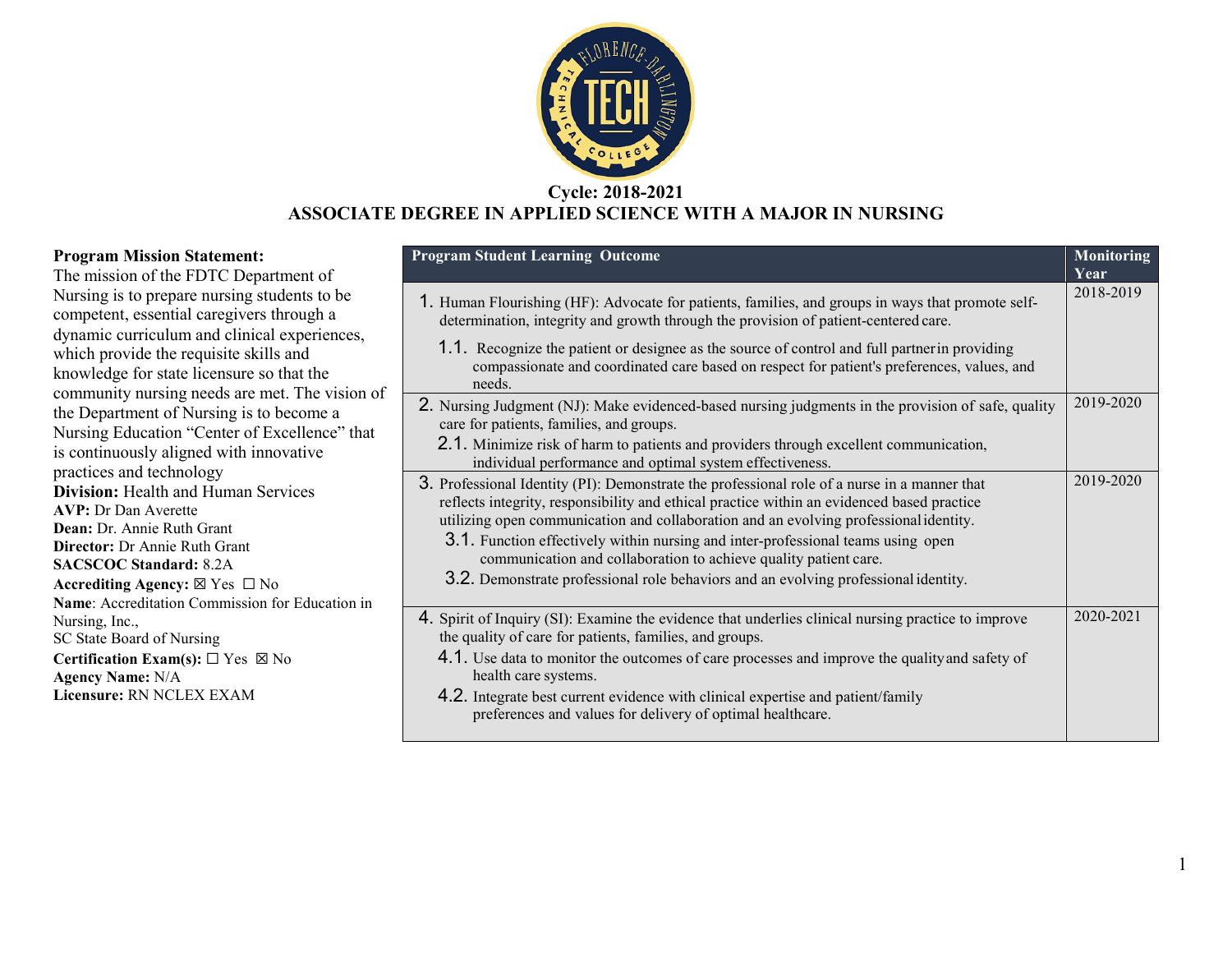## Cycle: 2018-2021
## ASSOCIATE DEGREE IN APPLIED SCIENCE WITH A MAJOR IN NURSING

**Program Mission Statement:**
The mission of the FDTC Department of Nursing is to prepare nursing students to be competent, essential caregivers through a dynamic curriculum and clinical experiences, which provide the requisite skills and knowledge for state licensure so that the community nursing needs are met. The vision of the Department of Nursing is to become a Nursing Education "Center of Excellence" that is continuously aligned with innovative practices and technology

**Division:** Health and Human Services
**AVP:** Dr Dan Averette
**Dean:** Dr. Annie Ruth Grant
**Director:** Dr Annie Ruth Grant
**SACSCOC Standard:** 8.2A
**Accrediting Agency:** ☒ Yes ☐ No
**Name**: Accreditation Commission for Education in Nursing, Inc.,
SC State Board of Nursing
**Certification Exam(s):** ☐ Yes ☒ No
**Agency Name:** N/A
**Licensure:** RN NCLEX EXAM

| Program Student Learning Outcome | Monitoring Year |
|---|---|
| 1. Human Flourishing (HF): Advocate for patients, families, and groups in ways that promote self-determination, integrity and growth through the provision of patient-centered care.<br>1.1. Recognize the patient or designee as the source of control and full partner in providing compassionate and coordinated care based on respect for patient's preferences, values, and needs. | 2018-2019 |
| 2. Nursing Judgment (NJ): Make evidenced-based nursing judgments in the provision of safe, quality care for patients, families, and groups.<br>2.1. Minimize risk of harm to patients and providers through excellent communication, individual performance and optimal system effectiveness. | 2019-2020 |
| 3. Professional Identity (PI): Demonstrate the professional role of a nurse in a manner that reflects integrity, responsibility and ethical practice within an evidenced based practice utilizing open communication and collaboration and an evolving professional identity.<br>3.1. Function effectively within nursing and inter-professional teams using open communication and collaboration to achieve quality patient care.<br>3.2. Demonstrate professional role behaviors and an evolving professional identity. | 2019-2020 |
| 4. Spirit of Inquiry (SI): Examine the evidence that underlies clinical nursing practice to improve the quality of care for patients, families, and groups.<br>4.1. Use data to monitor the outcomes of care processes and improve the quality and safety of health care systems.<br>4.2. Integrate best current evidence with clinical expertise and patient/family preferences and values for delivery of optimal healthcare. | 2020-2021 |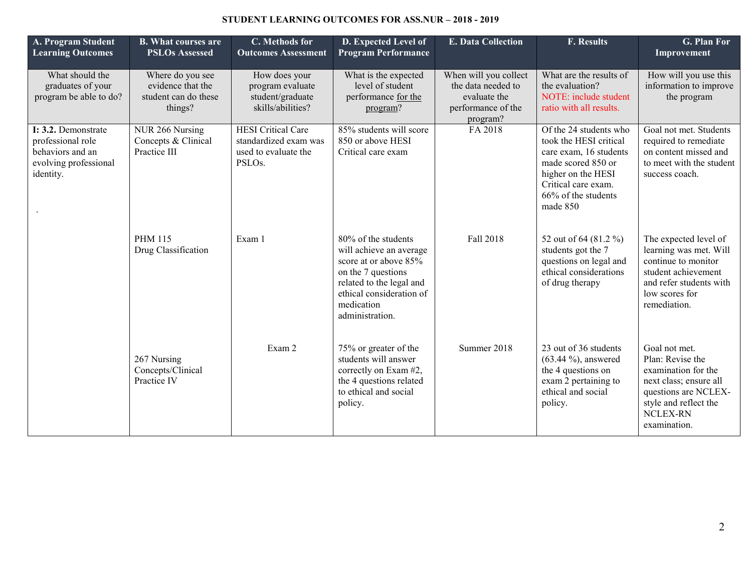**STUDENT LEARNING OUTCOMES FOR ASS.NUR – 2018 - 2019**

| A. Program Student Learning Outcomes | B. What courses are PSLOs Assessed | C. Methods for Outcomes Assessment | D. Expected Level of Program Performance | E. Data Collection | F. Results | G. Plan For Improvement |
|---|---|---|---|---|---|---|
| What should the graduates of your program be able to do? | Where do you see evidence that the student can do these things? | How does your program evaluate student/graduate skills/abilities? | What is the expected level of student performance for the program? | When will you collect the data needed to evaluate the performance of the program? | What are the results of the evaluation? NOTE: include student ratio with all results. | How will you use this information to improve the program |
| **I: 3.2.** Demonstrate professional role behaviors and an evolving professional identity. . | NUR 266 Nursing Concepts & Clinical Practice III | HESI Critical Care standardized exam was used to evaluate the PSLOs. | 85% students will score 850 or above HESI Critical care exam | FA 2018 | Of the 24 students who took the HESI critical care exam, 16 students made scored 850 or higher on the HESI Critical care exam. 66% of the students made 850 | Goal not met. Students required to remediate on content missed and to meet with the student success coach. |
| | PHM 115 Drug Classification | Exam 1 | 80% of the students will achieve an average score at or above 85% on the 7 questions related to the legal and ethical consideration of medication administration. | Fall 2018 | 52 out of 64 (81.2 %) students got the 7 questions on legal and ethical considerations of drug therapy | The expected level of learning was met. Will continue to monitor student achievement and refer students with low scores for remediation. |
| | 267 Nursing Concepts/Clinical Practice IV | Exam 2 | 75% or greater of the students will answer correctly on Exam #2, the 4 questions related to ethical and social policy. | Summer 2018 | 23 out of 36 students (63.44 %), answered the 4 questions on exam 2 pertaining to ethical and social policy. | Goal not met. Plan: Revise the examination for the next class; ensure all questions are NCLEX-style and reflect the NCLEX-RN examination. |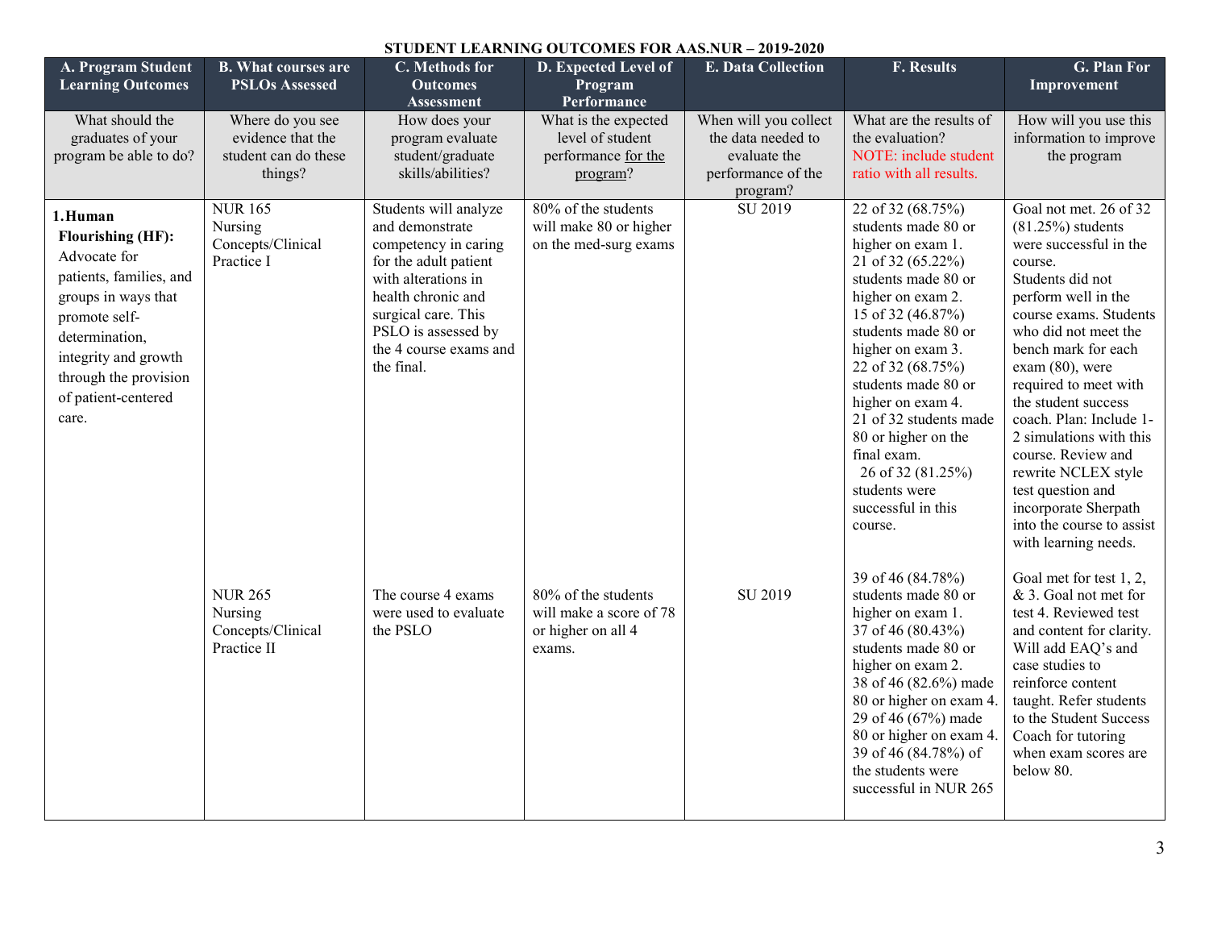**STUDENT LEARNING OUTCOMES FOR AAS.NUR – 2019-2020**

| A. Program Student Learning Outcomes | B. What courses are PSLOs Assessed | C. Methods for Outcomes Assessment | D. Expected Level of Program Performance | E. Data Collection | F. Results | G. Plan For Improvement |
|---|---|---|---|---|---|---|
| What should the graduates of your program be able to do? | Where do you see evidence that the student can do these things? | How does your program evaluate student/graduate skills/abilities? | What is the expected level of student performance for the program? | When will you collect the data needed to evaluate the performance of the program? | What are the results of the evaluation? NOTE: include student ratio with all results. | How will you use this information to improve the program |
| 1. **Human Flourishing (HF):** Advocate for patients, families, and groups in ways that promote self-determination, integrity and growth through the provision of patient-centered care. | NUR 165 Nursing Concepts/Clinical Practice I | Students will analyze and demonstrate competency in caring for the adult patient with alterations in health chronic and surgical care. This PSLO is assessed by the 4 course exams and the final. | 80% of the students will make 80 or higher on the med-surg exams | SU 2019 | 22 of 32 (68.75%) students made 80 or higher on exam 1. 21 of 32 (65.22%) students made 80 or higher on exam 2. 15 of 32 (46.87%) students made 80 or higher on exam 3. 22 of 32 (68.75%) students made 80 or higher on exam 4. 21 of 32 students made 80 or higher on the final exam. 26 of 32 (81.25%) students were successful in this course. | Goal not met. 26 of 32 (81.25%) students were successful in the course. Students did not perform well in the course exams. Students who did not meet the bench mark for each exam (80), were required to meet with the student success coach. Plan: Include 1-2 simulations with this course. Review and rewrite NCLEX style test question and incorporate Sherpath into the course to assist with learning needs. |
| | NUR 265 Nursing Concepts/Clinical Practice II | The course 4 exams were used to evaluate the PSLO | 80% of the students will make a score of 78 or higher on all 4 exams. | SU 2019 | 39 of 46 (84.78%) students made 80 or higher on exam 1. 37 of 46 (80.43%) students made 80 or higher on exam 2. 38 of 46 (82.6%) made 80 or higher on exam 4. 29 of 46 (67%) made 80 or higher on exam 4. 39 of 46 (84.78%) of the students were successful in NUR 265 | Goal met for test 1, 2, & 3. Goal not met for test 4. Reviewed test and content for clarity. Will add EAQ's and case studies to reinforce content taught. Refer students to the Student Success Coach for tutoring when exam scores are below 80. |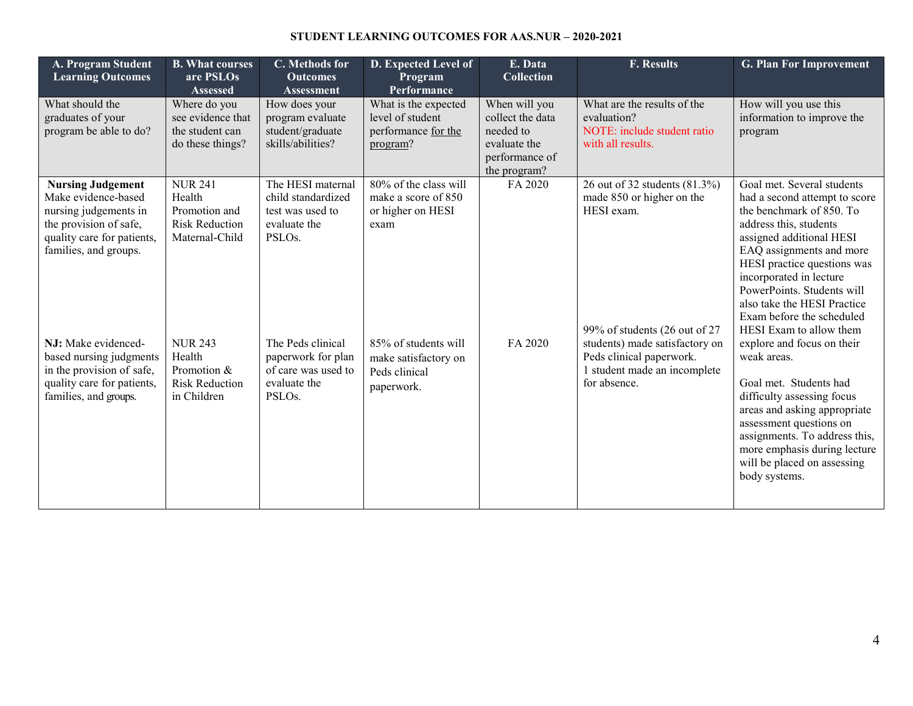**STUDENT LEARNING OUTCOMES FOR AAS.NUR – 2020-2021**

| A. Program Student Learning Outcomes | B. What courses are PSLOs Assessed | C. Methods for Outcomes Assessment | D. Expected Level of Program Performance | E. Data Collection | F. Results | G. Plan For Improvement |
|---|---|---|---|---|---|---|
| What should the graduates of your program be able to do? | Where do you see evidence that the student can do these things? | How does your program evaluate student/graduate skills/abilities? | What is the expected level of student performance for the program? | When will you collect the data needed to evaluate the performance of the program? | What are the results of the evaluation? NOTE: include student ratio with all results. | How will you use this information to improve the program |
| **Nursing Judgement** Make evidence-based nursing judgements in the provision of safe, quality care for patients, families, and groups. | NUR 241 Health Promotion and Risk Reduction Maternal-Child | The HESI maternal child standardized test was used to evaluate the PSLOs. | 80% of the class will make a score of 850 or higher on HESI exam | FA 2020 | 26 out of 32 students (81.3%) made 850 or higher on the HESI exam. | Goal met. Several students had a second attempt to score the benchmark of 850. To address this, students assigned additional HESI EAQ assignments and more HESI practice questions was incorporated in lecture PowerPoints. Students will also take the HESI Practice Exam before the scheduled HESI Exam to allow them explore and focus on their weak areas. |
| **NJ:** Make evidenced-based nursing judgments in the provision of safe, quality care for patients, families, and groups. | NUR 243 Health Promotion & Risk Reduction in Children | The Peds clinical paperwork for plan of care was used to evaluate the PSLOs. | 85% of students will make satisfactory on Peds clinical paperwork. | FA 2020 | 99% of students (26 out of 27 students) made satisfactory on Peds clinical paperwork. 1 student made an incomplete for absence. | Goal met. Students had difficulty assessing focus areas and asking appropriate assessment questions on assignments. To address this, more emphasis during lecture will be placed on assessing body systems. |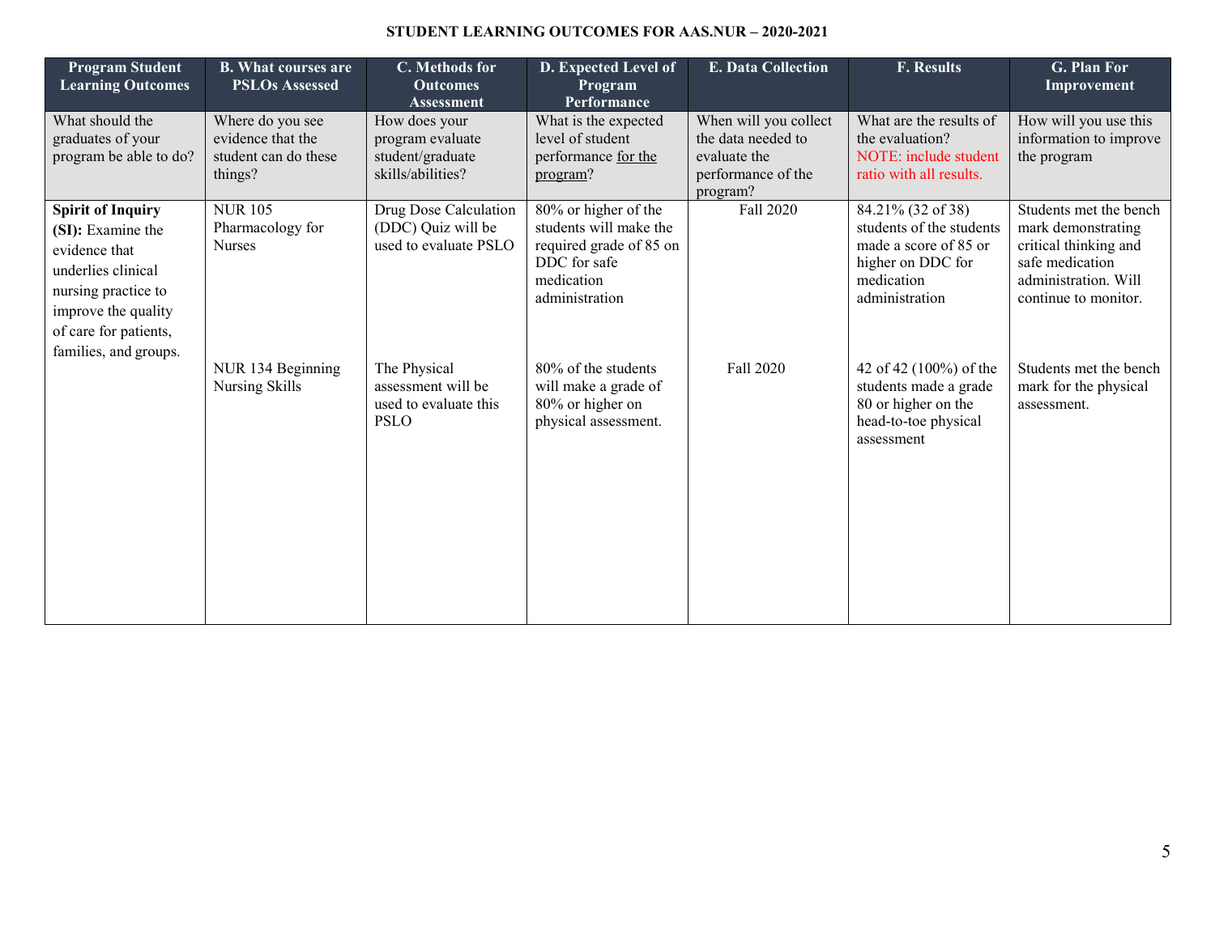**STUDENT LEARNING OUTCOMES FOR AAS.NUR – 2020-2021**

| Program Student Learning Outcomes | B. What courses are PSLOs Assessed | C. Methods for Outcomes Assessment | D. Expected Level of Program Performance | E. Data Collection | F. Results | G. Plan For Improvement |
|---|---|---|---|---|---|---|
| What should the graduates of your program be able to do? | Where do you see evidence that the student can do these things? | How does your program evaluate student/graduate skills/abilities? | What is the expected level of student performance <u>for the program</u>? | When will you collect the data needed to evaluate the performance of the program? | What are the results of the evaluation? NOTE: include student ratio with all results. | How will you use this information to improve the program |
| **Spirit of Inquiry (SI):** Examine the evidence that underlies clinical nursing practice to improve the quality of care for patients, families, and groups. | NUR 105 Pharmacology for Nurses | Drug Dose Calculation (DDC) Quiz will be used to evaluate PSLO | 80% or higher of the students will make the required grade of 85 on DDC for safe medication administration | Fall 2020 | 84.21% (32 of 38) students of the students made a score of 85 or higher on DDC for medication administration | Students met the bench mark demonstrating critical thinking and safe medication administration. Will continue to monitor. |
| | NUR 134 Beginning Nursing Skills | The Physical assessment will be used to evaluate this PSLO | 80% of the students will make a grade of 80% or higher on physical assessment. | Fall 2020 | 42 of 42 (100%) of the students made a grade 80 or higher on the head-to-toe physical assessment | Students met the bench mark for the physical assessment. |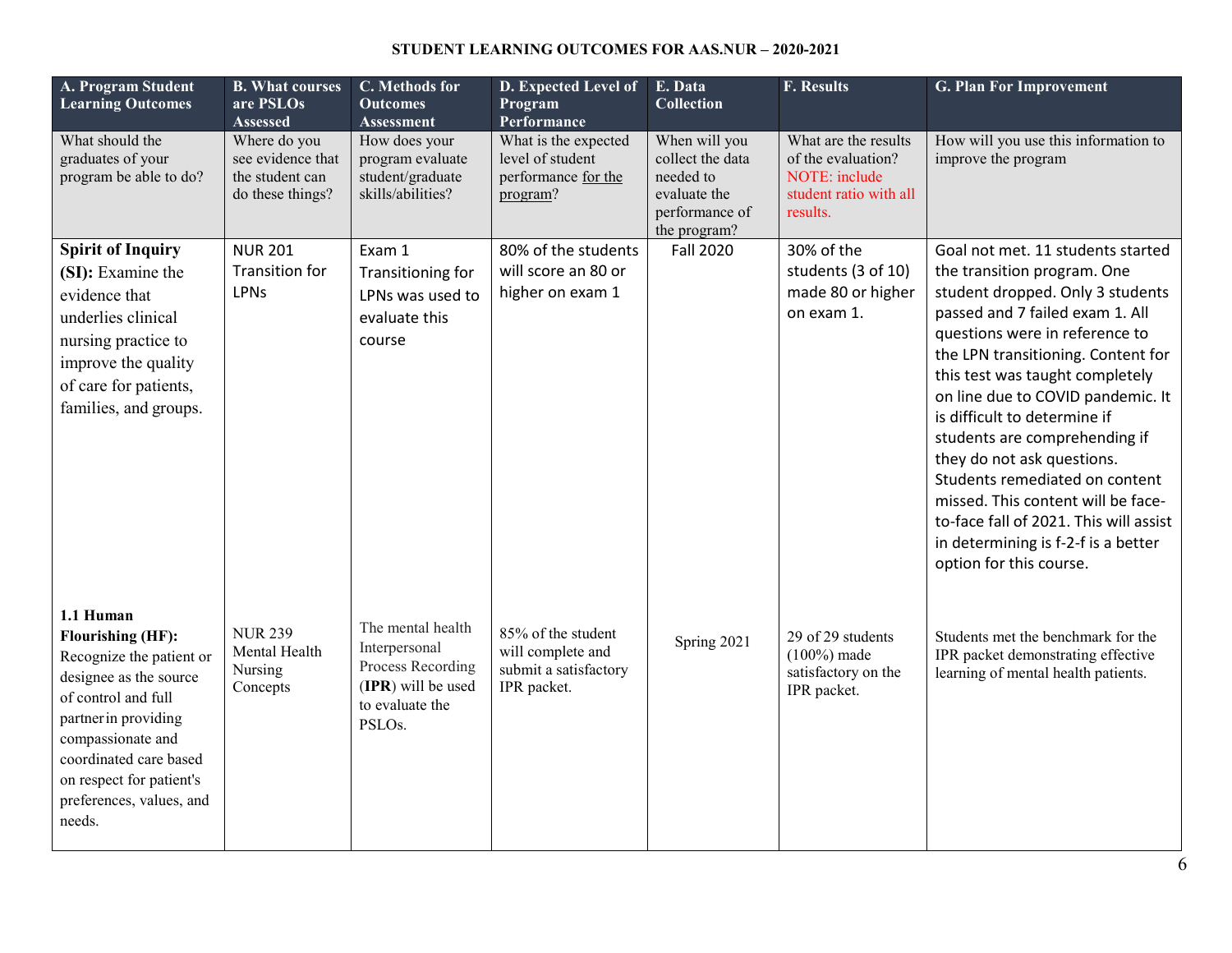**STUDENT LEARNING OUTCOMES FOR AAS.NUR – 2020-2021**

| A. Program Student Learning Outcomes | B. What courses are PSLOs Assessed | C. Methods for Outcomes Assessment | D. Expected Level of Program Performance | E. Data Collection | F. Results | G. Plan For Improvement |
|---|---|---|---|---|---|---|
| What should the graduates of your program be able to do? | Where do you see evidence that the student can do these things? | How does your program evaluate student/graduate skills/abilities? | What is the expected level of student performance for the program? | When will you collect the data needed to evaluate the performance of the program? | What are the results of the evaluation? NOTE: include student ratio with all results. | How will you use this information to improve the program |
| **Spirit of Inquiry (SI):** Examine the evidence that underlies clinical nursing practice to improve the quality of care for patients, families, and groups. | NUR 201 Transition for LPNs | Exam 1 Transitioning for LPNs was used to evaluate this course | 80% of the students will score an 80 or higher on exam 1 | Fall 2020 | 30% of the students (3 of 10) made 80 or higher on exam 1. | Goal not met. 11 students started the transition program. One student dropped. Only 3 students passed and 7 failed exam 1. All questions were in reference to the LPN transitioning. Content for this test was taught completely on line due to COVID pandemic. It is difficult to determine if students are comprehending if they do not ask questions. Students remediated on content missed. This content will be face-to-face fall of 2021. This will assist in determining is f-2-f is a better option for this course. |
| **1.1 Human Flourishing (HF):** Recognize the patient or designee as the source of control and full partner in providing compassionate and coordinated care based on respect for patient's preferences, values, and needs. | NUR 239 Mental Health Nursing Concepts | The mental health Interpersonal Process Recording (**IPR**) will be used to evaluate the PSLOs. | 85% of the student will complete and submit a satisfactory IPR packet. | Spring 2021 | 29 of 29 students (100%) made satisfactory on the IPR packet. | Students met the benchmark for the IPR packet demonstrating effective learning of mental health patients. |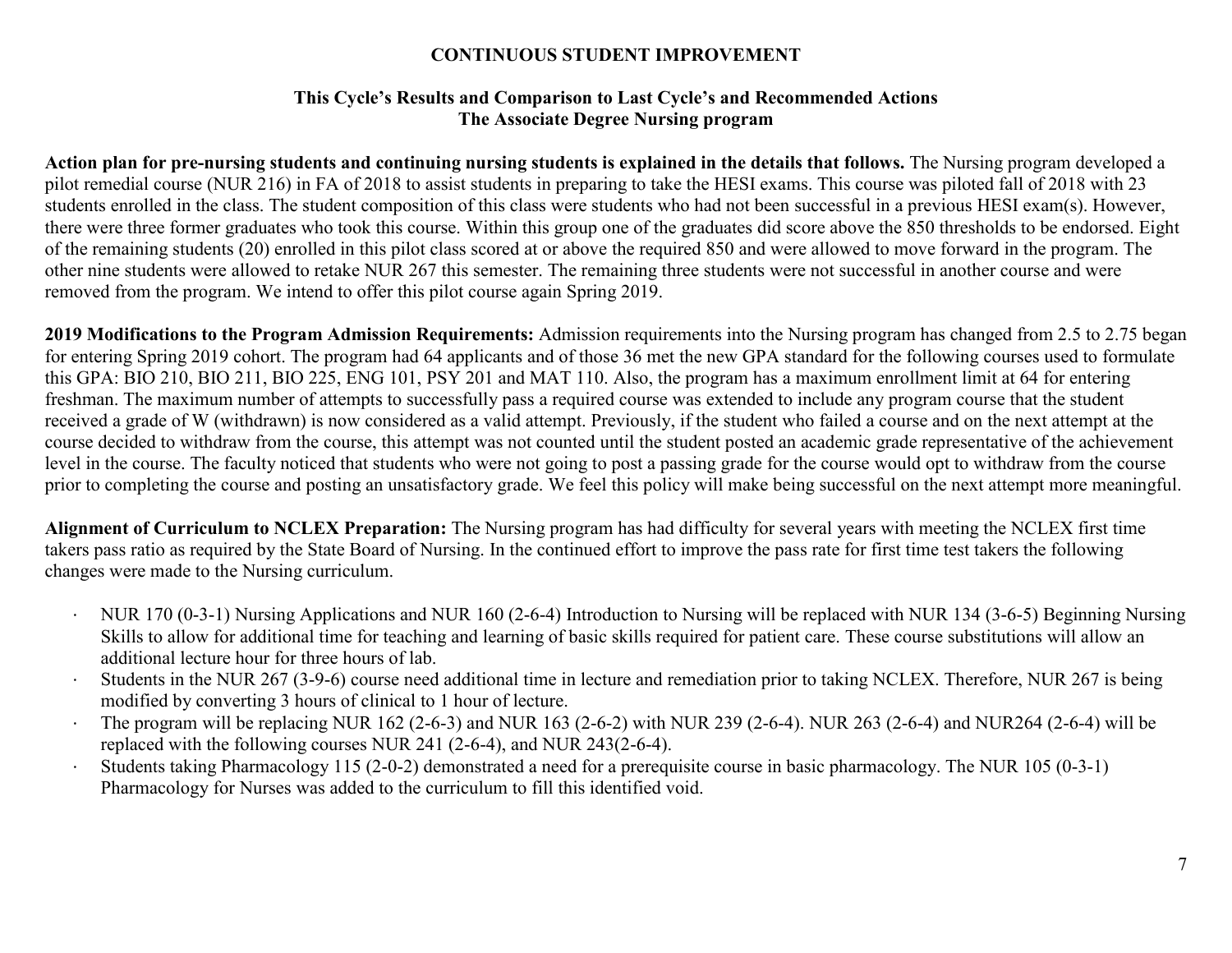# CONTINUOUS STUDENT IMPROVEMENT

## This Cycle's Results and Comparison to Last Cycle's and Recommended Actions
## The Associate Degree Nursing program

**Action plan for pre-nursing students and continuing nursing students is explained in the details that follows.** The Nursing program developed a pilot remedial course (NUR 216) in FA of 2018 to assist students in preparing to take the HESI exams. This course was piloted fall of 2018 with 23 students enrolled in the class. The student composition of this class were students who had not been successful in a previous HESI exam(s). However, there were three former graduates who took this course. Within this group one of the graduates did score above the 850 thresholds to be endorsed. Eight of the remaining students (20) enrolled in this pilot class scored at or above the required 850 and were allowed to move forward in the program. The other nine students were allowed to retake NUR 267 this semester. The remaining three students were not successful in another course and were removed from the program. We intend to offer this pilot course again Spring 2019.

**2019 Modifications to the Program Admission Requirements:** Admission requirements into the Nursing program has changed from 2.5 to 2.75 began for entering Spring 2019 cohort. The program had 64 applicants and of those 36 met the new GPA standard for the following courses used to formulate this GPA: BIO 210, BIO 211, BIO 225, ENG 101, PSY 201 and MAT 110. Also, the program has a maximum enrollment limit at 64 for entering freshman. The maximum number of attempts to successfully pass a required course was extended to include any program course that the student received a grade of W (withdrawn) is now considered as a valid attempt. Previously, if the student who failed a course and on the next attempt at the course decided to withdraw from the course, this attempt was not counted until the student posted an academic grade representative of the achievement level in the course. The faculty noticed that students who were not going to post a passing grade for the course would opt to withdraw from the course prior to completing the course and posting an unsatisfactory grade. We feel this policy will make being successful on the next attempt more meaningful.

**Alignment of Curriculum to NCLEX Preparation:** The Nursing program has had difficulty for several years with meeting the NCLEX first time takers pass ratio as required by the State Board of Nursing. In the continued effort to improve the pass rate for first time test takers the following changes were made to the Nursing curriculum.

- NUR 170 (0-3-1) Nursing Applications and NUR 160 (2-6-4) Introduction to Nursing will be replaced with NUR 134 (3-6-5) Beginning Nursing Skills to allow for additional time for teaching and learning of basic skills required for patient care. These course substitutions will allow an additional lecture hour for three hours of lab.
- Students in the NUR 267 (3-9-6) course need additional time in lecture and remediation prior to taking NCLEX. Therefore, NUR 267 is being modified by converting 3 hours of clinical to 1 hour of lecture.
- The program will be replacing NUR 162 (2-6-3) and NUR 163 (2-6-2) with NUR 239 (2-6-4). NUR 263 (2-6-4) and NUR264 (2-6-4) will be replaced with the following courses NUR 241 (2-6-4), and NUR 243(2-6-4).
- Students taking Pharmacology 115 (2-0-2) demonstrated a need for a prerequisite course in basic pharmacology. The NUR 105 (0-3-1) Pharmacology for Nurses was added to the curriculum to fill this identified void.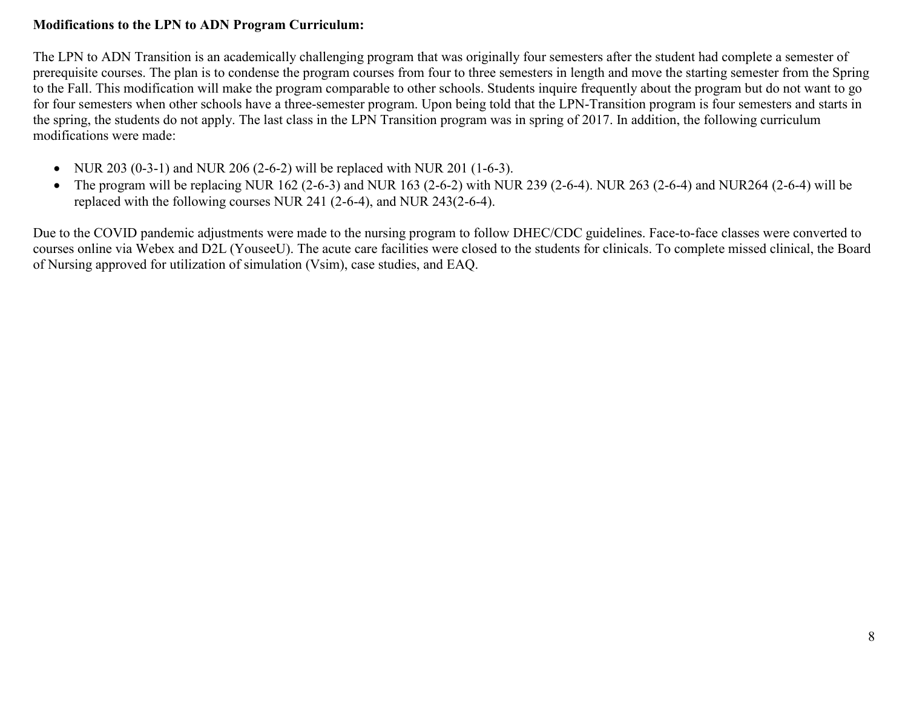**Modifications to the LPN to ADN Program Curriculum:**

The LPN to ADN Transition is an academically challenging program that was originally four semesters after the student had complete a semester of prerequisite courses. The plan is to condense the program courses from four to three semesters in length and move the starting semester from the Spring to the Fall. This modification will make the program comparable to other schools. Students inquire frequently about the program but do not want to go for four semesters when other schools have a three-semester program. Upon being told that the LPN-Transition program is four semesters and starts in the spring, the students do not apply. The last class in the LPN Transition program was in spring of 2017. In addition, the following curriculum modifications were made:

- NUR 203 (0-3-1) and NUR 206 (2-6-2) will be replaced with NUR 201 (1-6-3).
- The program will be replacing NUR 162 (2-6-3) and NUR 163 (2-6-2) with NUR 239 (2-6-4). NUR 263 (2-6-4) and NUR264 (2-6-4) will be replaced with the following courses NUR 241 (2-6-4), and NUR 243(2-6-4).

Due to the COVID pandemic adjustments were made to the nursing program to follow DHEC/CDC guidelines. Face-to-face classes were converted to courses online via Webex and D2L (YouseeU). The acute care facilities were closed to the students for clinicals. To complete missed clinical, the Board of Nursing approved for utilization of simulation (Vsim), case studies, and EAQ.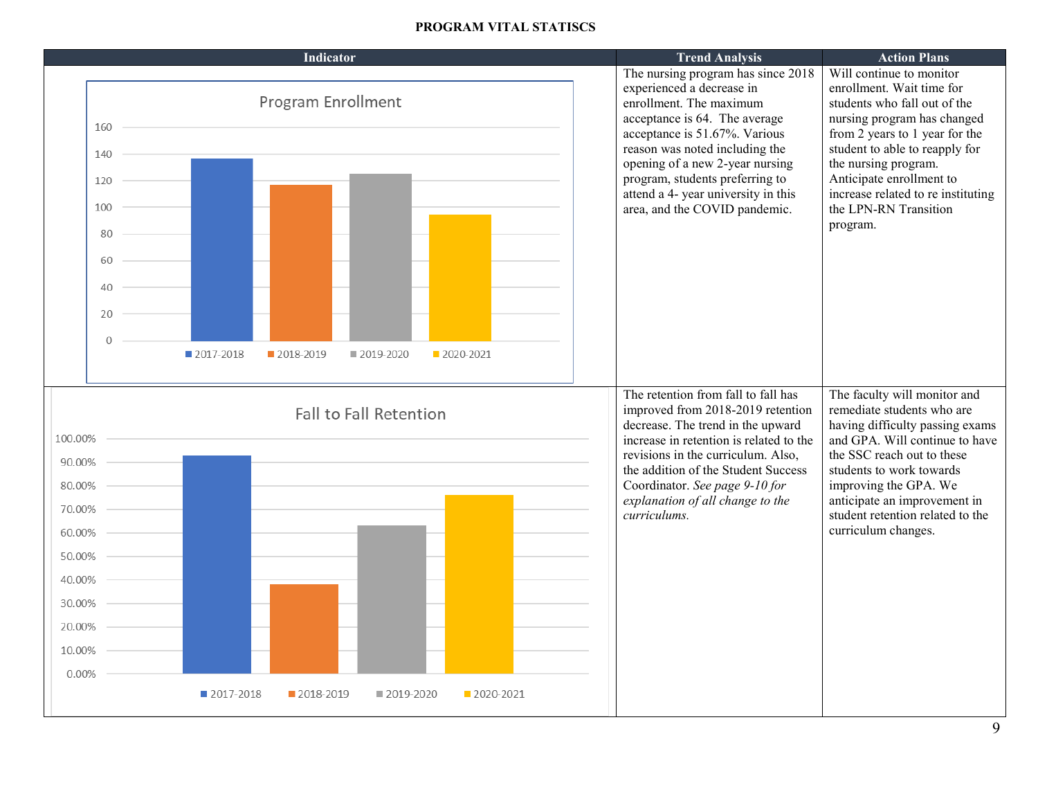**PROGRAM VITAL STATISCS**

| Indicator | Trend Analysis | Action Plans |
|---|---|---|
| **Program Enrollment** (chart: 2017-2018, 2018-2019, 2019-2020, 2020-2021) | The nursing program has since 2018 experienced a decrease in enrollment. The maximum acceptance is 64. The average acceptance is 51.67%. Various reason was noted including the opening of a new 2-year nursing program, students preferring to attend a 4- year university in this area, and the COVID pandemic. | Will continue to monitor enrollment. Wait time for students who fall out of the nursing program has changed from 2 years to 1 year for the student to able to reapply for the nursing program. Anticipate enrollment to increase related to re instituting the LPN-RN Transition program. |
| **Fall to Fall Retention** (chart: 2017-2018, 2018-2019, 2019-2020, 2020-2021) | The retention from fall to fall has improved from 2018-2019 retention decrease. The trend in the upward increase in retention is related to the revisions in the curriculum. Also, the addition of the Student Success Coordinator. *See page 9-10 for explanation of all change to the curriculums.* | The faculty will monitor and remediate students who are having difficulty passing exams and GPA. Will continue to have the SSC reach out to these students to work towards improving the GPA. We anticipate an improvement in student retention related to the curriculum changes. |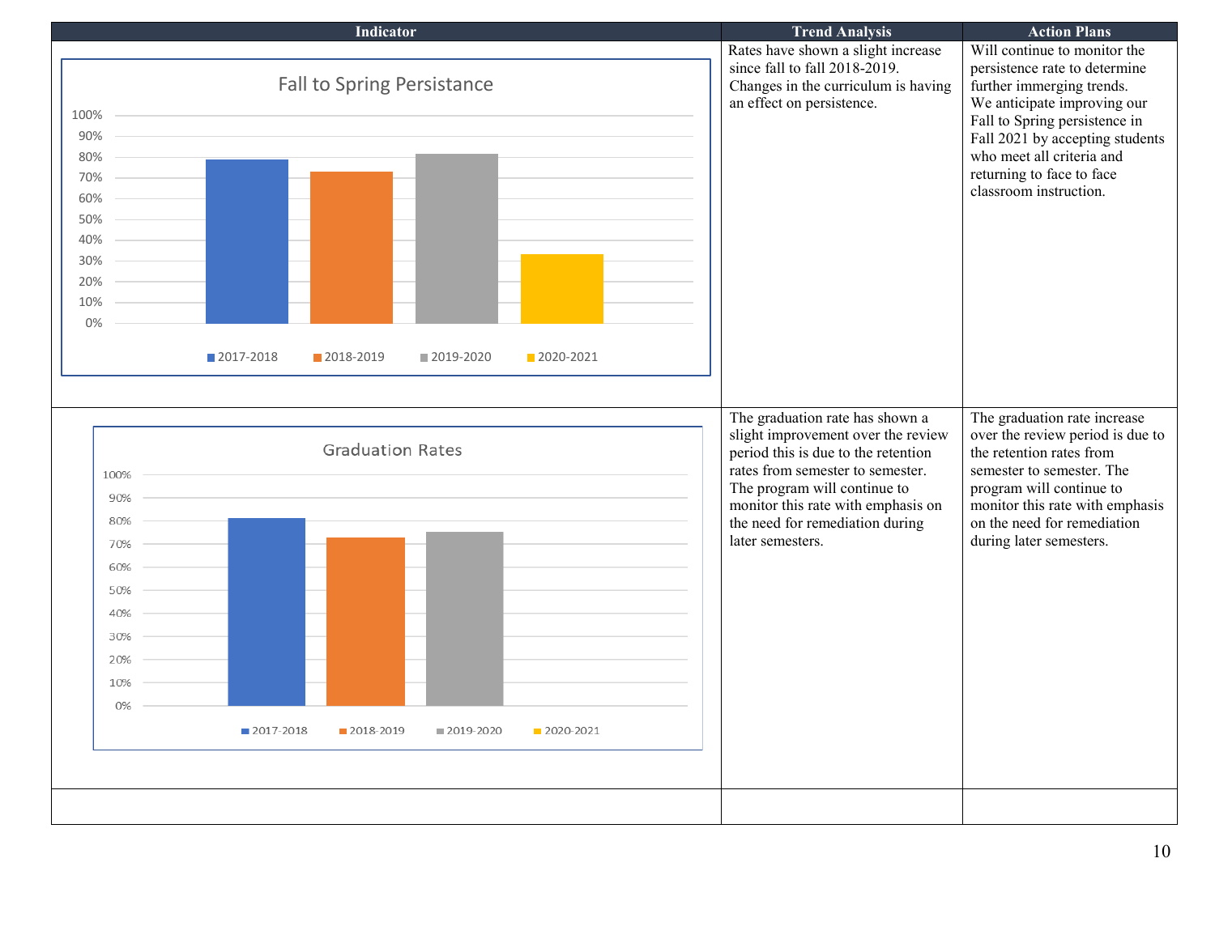| Indicator | Trend Analysis | Action Plans |
|---|---|---|
| Fall to Spring Persistance<br>100%<br>90%<br>80%<br>70%<br>60%<br>50%<br>40%<br>30%<br>20%<br>10%<br>0%<br>2017-2018 2018-2019 2019-2020 2020-2021 | Rates have shown a slight increase since fall to fall 2018-2019. Changes in the curriculum is having an effect on persistence. | Will continue to monitor the persistence rate to determine further immerging trends. We anticipate improving our Fall to Spring persistence in Fall 2021 by accepting students who meet all criteria and returning to face to face classroom instruction. |
| Graduation Rates<br>100%<br>90%<br>80%<br>70%<br>60%<br>50%<br>40%<br>30%<br>20%<br>10%<br>0%<br>2017-2018 2018-2019 2019-2020 2020-2021 | The graduation rate has shown a slight improvement over the review period this is due to the retention rates from semester to semester. The program will continue to monitor this rate with emphasis on the need for remediation during later semesters. | The graduation rate increase over the review period is due to the retention rates from semester to semester. The program will continue to monitor this rate with emphasis on the need for remediation during later semesters. |
| | | |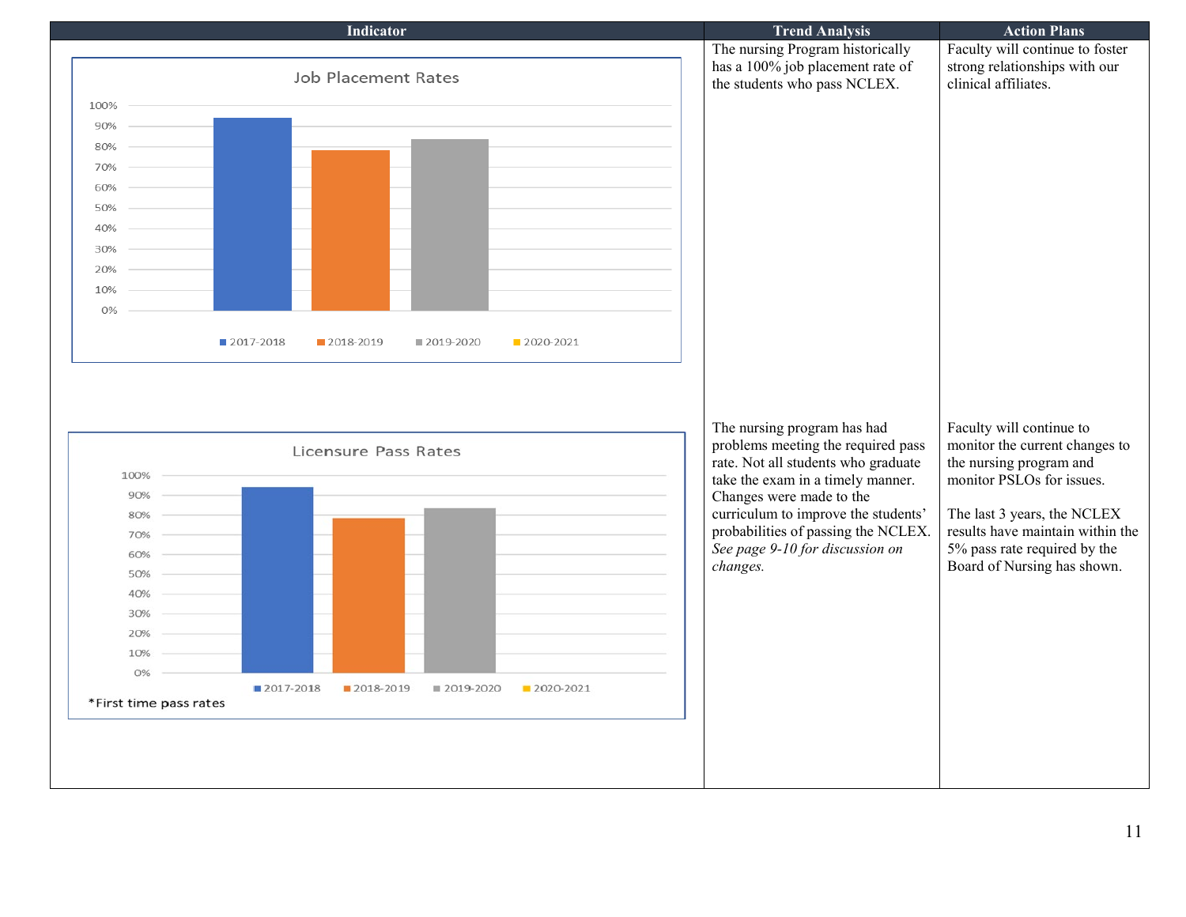| Indicator | Trend Analysis | Action Plans |
|---|---|---|
| Job Placement Rates<br>100%<br>90%<br>80%<br>70%<br>60%<br>50%<br>40%<br>30%<br>20%<br>10%<br>0%<br>2017-2018 2018-2019 2019-2020 2020-2021 | The nursing Program historically has a 100% job placement rate of the students who pass NCLEX. | Faculty will continue to foster strong relationships with our clinical affiliates. |
| Licensure Pass Rates<br>100%<br>90%<br>80%<br>70%<br>60%<br>50%<br>40%<br>30%<br>20%<br>10%<br>0%<br>2017-2018 2018-2019 2019-2020 2020-2021<br>*First time pass rates | The nursing program has had problems meeting the required pass rate. Not all students who graduate take the exam in a timely manner. Changes were made to the curriculum to improve the students' probabilities of passing the NCLEX. *See page 9-10 for discussion on changes.* | Faculty will continue to monitor the current changes to the nursing program and monitor PSLOs for issues.<br><br>The last 3 years, the NCLEX results have maintain within the 5% pass rate required by the Board of Nursing has shown. |